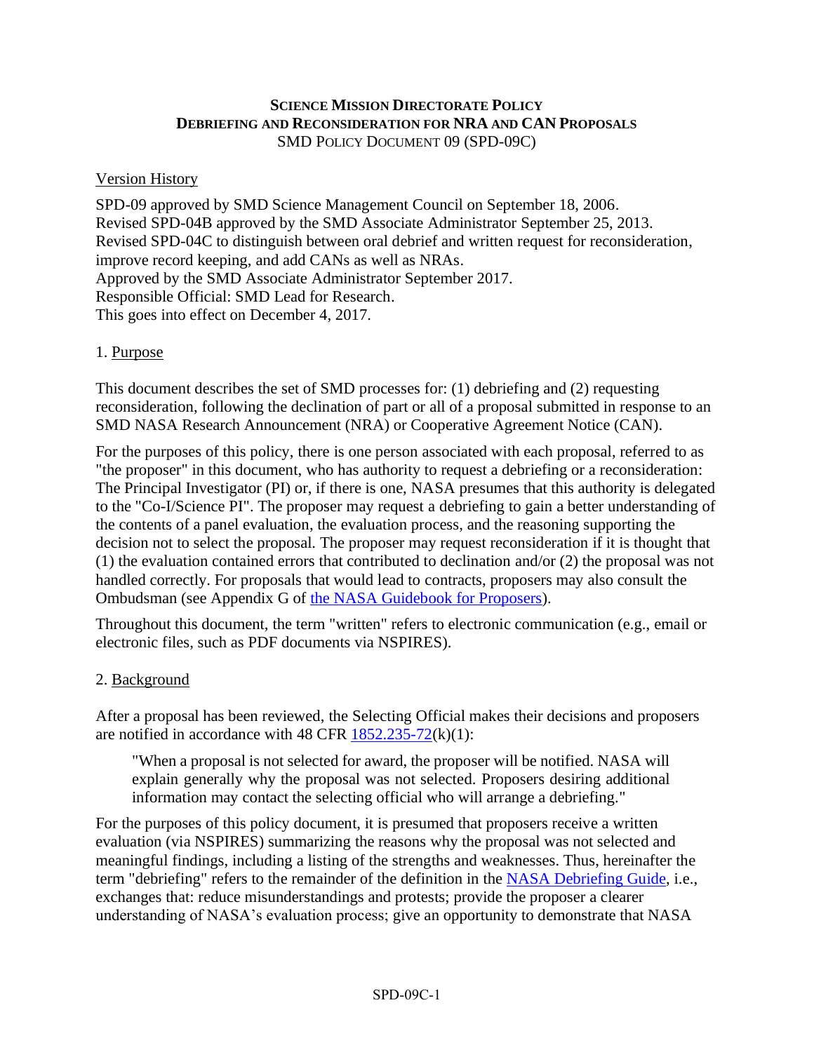**SCIENCE MISSION DIRECTORATE POLICY**
**DEBRIEFING AND RECONSIDERATION FOR NRA AND CAN PROPOSALS**
SMD POLICY DOCUMENT 09 (SPD-09C)

Version History

SPD-09 approved by SMD Science Management Council on September 18, 2006.
Revised SPD-04B approved by the SMD Associate Administrator September 25, 2013.
Revised SPD-04C to distinguish between oral debrief and written request for reconsideration, improve record keeping, and add CANs as well as NRAs.
Approved by the SMD Associate Administrator September 2017.
Responsible Official: SMD Lead for Research.
This goes into effect on December 4, 2017.

1. Purpose

This document describes the set of SMD processes for: (1) debriefing and (2) requesting reconsideration, following the declination of part or all of a proposal submitted in response to an SMD NASA Research Announcement (NRA) or Cooperative Agreement Notice (CAN).

For the purposes of this policy, there is one person associated with each proposal, referred to as "the proposer" in this document, who has authority to request a debriefing or a reconsideration: The Principal Investigator (PI) or, if there is one, NASA presumes that this authority is delegated to the "Co-I/Science PI". The proposer may request a debriefing to gain a better understanding of the contents of a panel evaluation, the evaluation process, and the reasoning supporting the decision not to select the proposal. The proposer may request reconsideration if it is thought that (1) the evaluation contained errors that contributed to declination and/or (2) the proposal was not handled correctly. For proposals that would lead to contracts, proposers may also consult the Ombudsman (see Appendix G of the NASA Guidebook for Proposers).

Throughout this document, the term "written" refers to electronic communication (e.g., email or electronic files, such as PDF documents via NSPIRES).

2. Background

After a proposal has been reviewed, the Selecting Official makes their decisions and proposers are notified in accordance with 48 CFR 1852.235-72(k)(1):

> "When a proposal is not selected for award, the proposer will be notified. NASA will explain generally why the proposal was not selected. Proposers desiring additional information may contact the selecting official who will arrange a debriefing."

For the purposes of this policy document, it is presumed that proposers receive a written evaluation (via NSPIRES) summarizing the reasons why the proposal was not selected and meaningful findings, including a listing of the strengths and weaknesses. Thus, hereinafter the term "debriefing" refers to the remainder of the definition in the NASA Debriefing Guide, i.e., exchanges that: reduce misunderstandings and protests; provide the proposer a clearer understanding of NASA's evaluation process; give an opportunity to demonstrate that NASA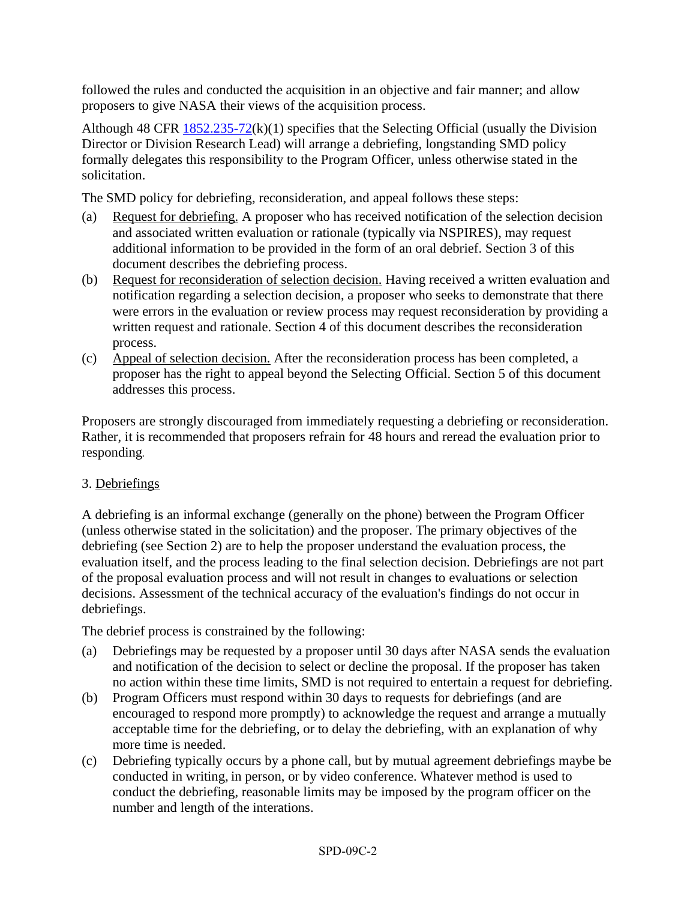followed the rules and conducted the acquisition in an objective and fair manner; and allow proposers to give NASA their views of the acquisition process.

Although 48 CFR [1852.235-72](k)(1) specifies that the Selecting Official (usually the Division Director or Division Research Lead) will arrange a debriefing, longstanding SMD policy formally delegates this responsibility to the Program Officer, unless otherwise stated in the solicitation.

The SMD policy for debriefing, reconsideration, and appeal follows these steps:

(a) Request for debriefing. A proposer who has received notification of the selection decision and associated written evaluation or rationale (typically via NSPIRES), may request additional information to be provided in the form of an oral debrief. Section 3 of this document describes the debriefing process.

(b) Request for reconsideration of selection decision. Having received a written evaluation and notification regarding a selection decision, a proposer who seeks to demonstrate that there were errors in the evaluation or review process may request reconsideration by providing a written request and rationale. Section 4 of this document describes the reconsideration process.

(c) Appeal of selection decision. After the reconsideration process has been completed, a proposer has the right to appeal beyond the Selecting Official. Section 5 of this document addresses this process.

Proposers are strongly discouraged from immediately requesting a debriefing or reconsideration. Rather, it is recommended that proposers refrain for 48 hours and reread the evaluation prior to responding.

## 3. Debriefings

A debriefing is an informal exchange (generally on the phone) between the Program Officer (unless otherwise stated in the solicitation) and the proposer. The primary objectives of the debriefing (see Section 2) are to help the proposer understand the evaluation process, the evaluation itself, and the process leading to the final selection decision. Debriefings are not part of the proposal evaluation process and will not result in changes to evaluations or selection decisions. Assessment of the technical accuracy of the evaluation's findings do not occur in debriefings.

The debrief process is constrained by the following:

(a) Debriefings may be requested by a proposer until 30 days after NASA sends the evaluation and notification of the decision to select or decline the proposal. If the proposer has taken no action within these time limits, SMD is not required to entertain a request for debriefing.

(b) Program Officers must respond within 30 days to requests for debriefings (and are encouraged to respond more promptly) to acknowledge the request and arrange a mutually acceptable time for the debriefing, or to delay the debriefing, with an explanation of why more time is needed.

(c) Debriefing typically occurs by a phone call, but by mutual agreement debriefings maybe be conducted in writing, in person, or by video conference. Whatever method is used to conduct the debriefing, reasonable limits may be imposed by the program officer on the number and length of the interations.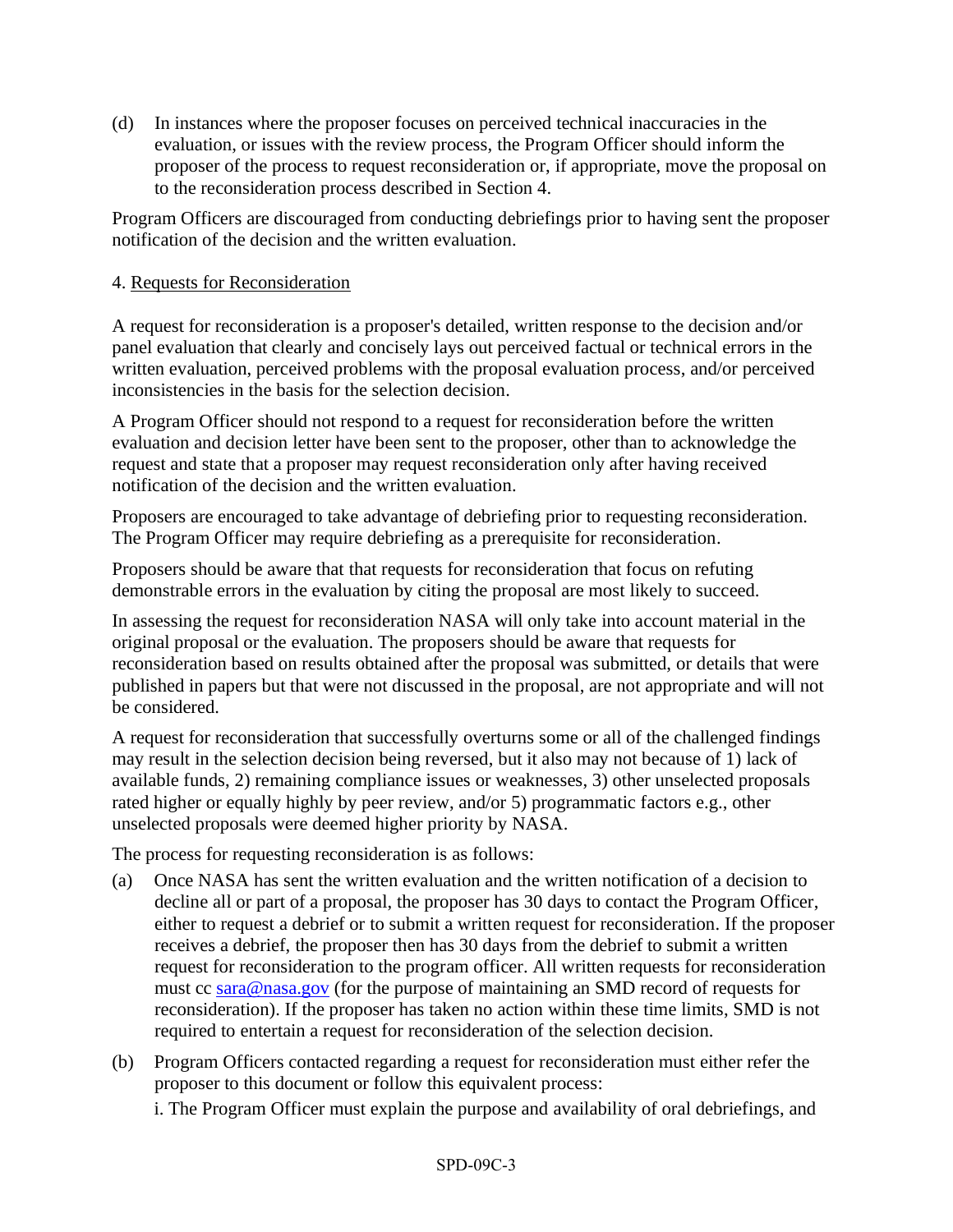(d) In instances where the proposer focuses on perceived technical inaccuracies in the evaluation, or issues with the review process, the Program Officer should inform the proposer of the process to request reconsideration or, if appropriate, move the proposal on to the reconsideration process described in Section 4.

Program Officers are discouraged from conducting debriefings prior to having sent the proposer notification of the decision and the written evaluation.

4. Requests for Reconsideration

A request for reconsideration is a proposer's detailed, written response to the decision and/or panel evaluation that clearly and concisely lays out perceived factual or technical errors in the written evaluation, perceived problems with the proposal evaluation process, and/or perceived inconsistencies in the basis for the selection decision.

A Program Officer should not respond to a request for reconsideration before the written evaluation and decision letter have been sent to the proposer, other than to acknowledge the request and state that a proposer may request reconsideration only after having received notification of the decision and the written evaluation.

Proposers are encouraged to take advantage of debriefing prior to requesting reconsideration. The Program Officer may require debriefing as a prerequisite for reconsideration.

Proposers should be aware that that requests for reconsideration that focus on refuting demonstrable errors in the evaluation by citing the proposal are most likely to succeed.

In assessing the request for reconsideration NASA will only take into account material in the original proposal or the evaluation. The proposers should be aware that requests for reconsideration based on results obtained after the proposal was submitted, or details that were published in papers but that were not discussed in the proposal, are not appropriate and will not be considered.

A request for reconsideration that successfully overturns some or all of the challenged findings may result in the selection decision being reversed, but it also may not because of 1) lack of available funds, 2) remaining compliance issues or weaknesses, 3) other unselected proposals rated higher or equally highly by peer review, and/or 5) programmatic factors e.g., other unselected proposals were deemed higher priority by NASA.

The process for requesting reconsideration is as follows:

(a) Once NASA has sent the written evaluation and the written notification of a decision to decline all or part of a proposal, the proposer has 30 days to contact the Program Officer, either to request a debrief or to submit a written request for reconsideration. If the proposer receives a debrief, the proposer then has 30 days from the debrief to submit a written request for reconsideration to the program officer. All written requests for reconsideration must cc sara@nasa.gov (for the purpose of maintaining an SMD record of requests for reconsideration). If the proposer has taken no action within these time limits, SMD is not required to entertain a request for reconsideration of the selection decision.

(b) Program Officers contacted regarding a request for reconsideration must either refer the proposer to this document or follow this equivalent process:

    i. The Program Officer must explain the purpose and availability of oral debriefings, and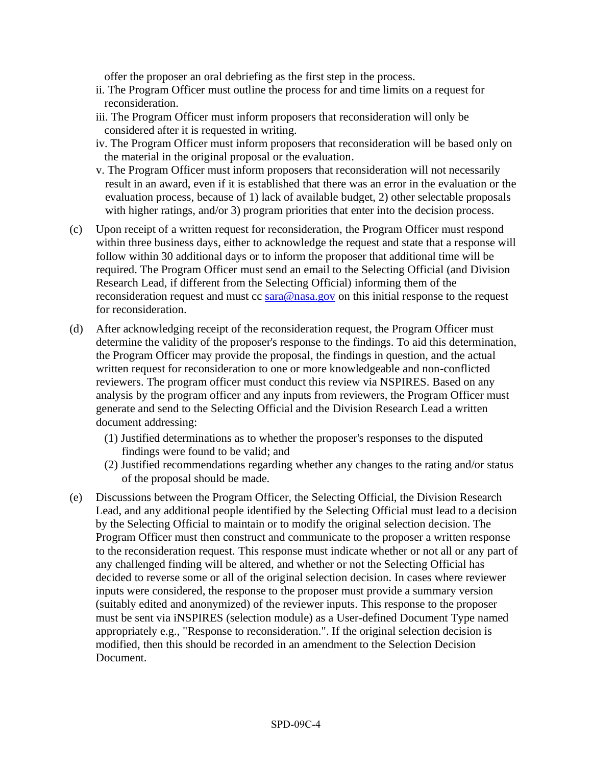offer the proposer an oral debriefing as the first step in the process.

ii. The Program Officer must outline the process for and time limits on a request for reconsideration.

iii. The Program Officer must inform proposers that reconsideration will only be considered after it is requested in writing.

iv. The Program Officer must inform proposers that reconsideration will be based only on the material in the original proposal or the evaluation.

v. The Program Officer must inform proposers that reconsideration will not necessarily result in an award, even if it is established that there was an error in the evaluation or the evaluation process, because of 1) lack of available budget, 2) other selectable proposals with higher ratings, and/or 3) program priorities that enter into the decision process.

(c) Upon receipt of a written request for reconsideration, the Program Officer must respond within three business days, either to acknowledge the request and state that a response will follow within 30 additional days or to inform the proposer that additional time will be required. The Program Officer must send an email to the Selecting Official (and Division Research Lead, if different from the Selecting Official) informing them of the reconsideration request and must cc [sara@nasa.gov](mailto:sara@nasa.gov) on this initial response to the request for reconsideration.

(d) After acknowledging receipt of the reconsideration request, the Program Officer must determine the validity of the proposer's response to the findings. To aid this determination, the Program Officer may provide the proposal, the findings in question, and the actual written request for reconsideration to one or more knowledgeable and non-conflicted reviewers. The program officer must conduct this review via NSPIRES. Based on any analysis by the program officer and any inputs from reviewers, the Program Officer must generate and send to the Selecting Official and the Division Research Lead a written document addressing:

(1) Justified determinations as to whether the proposer's responses to the disputed findings were found to be valid; and

(2) Justified recommendations regarding whether any changes to the rating and/or status of the proposal should be made.

(e) Discussions between the Program Officer, the Selecting Official, the Division Research Lead, and any additional people identified by the Selecting Official must lead to a decision by the Selecting Official to maintain or to modify the original selection decision. The Program Officer must then construct and communicate to the proposer a written response to the reconsideration request. This response must indicate whether or not all or any part of any challenged finding will be altered, and whether or not the Selecting Official has decided to reverse some or all of the original selection decision. In cases where reviewer inputs were considered, the response to the proposer must provide a summary version (suitably edited and anonymized) of the reviewer inputs. This response to the proposer must be sent via iNSPIRES (selection module) as a User-defined Document Type named appropriately e.g., "Response to reconsideration.". If the original selection decision is modified, then this should be recorded in an amendment to the Selection Decision Document.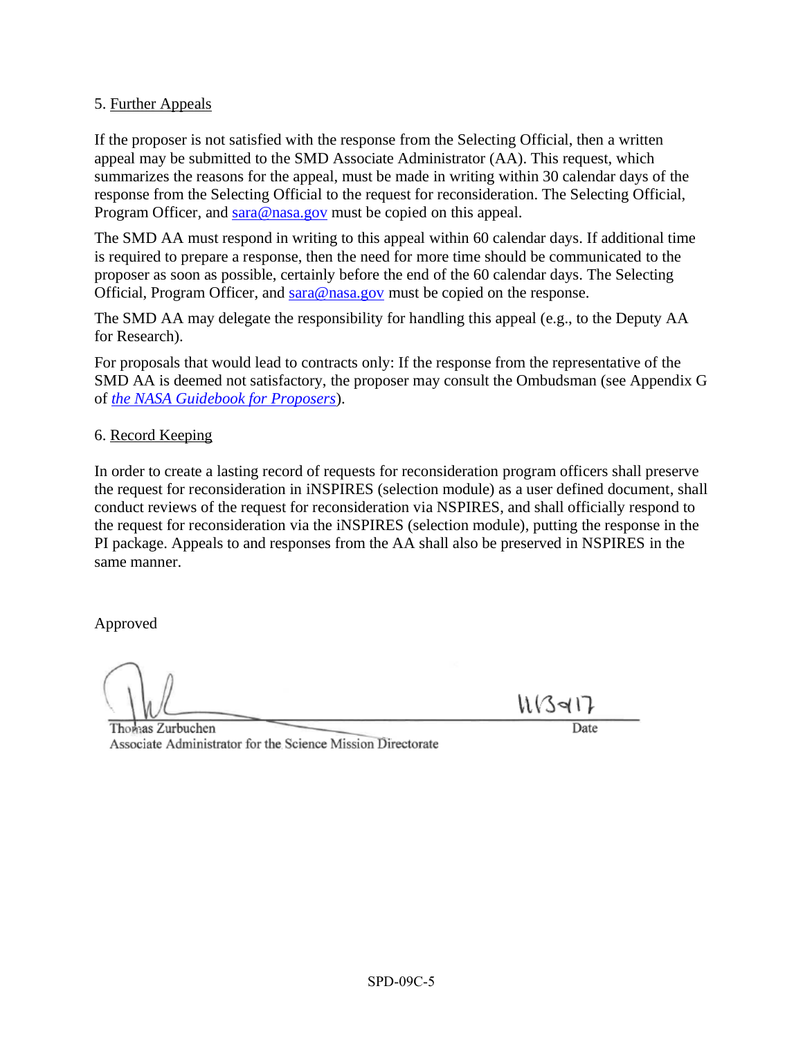5. Further Appeals

If the proposer is not satisfied with the response from the Selecting Official, then a written appeal may be submitted to the SMD Associate Administrator (AA). This request, which summarizes the reasons for the appeal, must be made in writing within 30 calendar days of the response from the Selecting Official to the request for reconsideration. The Selecting Official, Program Officer, and sara@nasa.gov must be copied on this appeal.

The SMD AA must respond in writing to this appeal within 60 calendar days. If additional time is required to prepare a response, then the need for more time should be communicated to the proposer as soon as possible, certainly before the end of the 60 calendar days. The Selecting Official, Program Officer, and sara@nasa.gov must be copied on the response.

The SMD AA may delegate the responsibility for handling this appeal (e.g., to the Deputy AA for Research).

For proposals that would lead to contracts only: If the response from the representative of the SMD AA is deemed not satisfactory, the proposer may consult the Ombudsman (see Appendix G of *the NASA Guidebook for Proposers*).

6. Record Keeping

In order to create a lasting record of requests for reconsideration program officers shall preserve the request for reconsideration in iNSPIRES (selection module) as a user defined document, shall conduct reviews of the request for reconsideration via NSPIRES, and shall officially respond to the request for reconsideration via the iNSPIRES (selection module), putting the response in the PI package. Appeals to and responses from the AA shall also be preserved in NSPIRES in the same manner.

Approved

Thomas Zurbuchen
Associate Administrator for the Science Mission Directorate

11/13/17
Date

SPD-09C-5